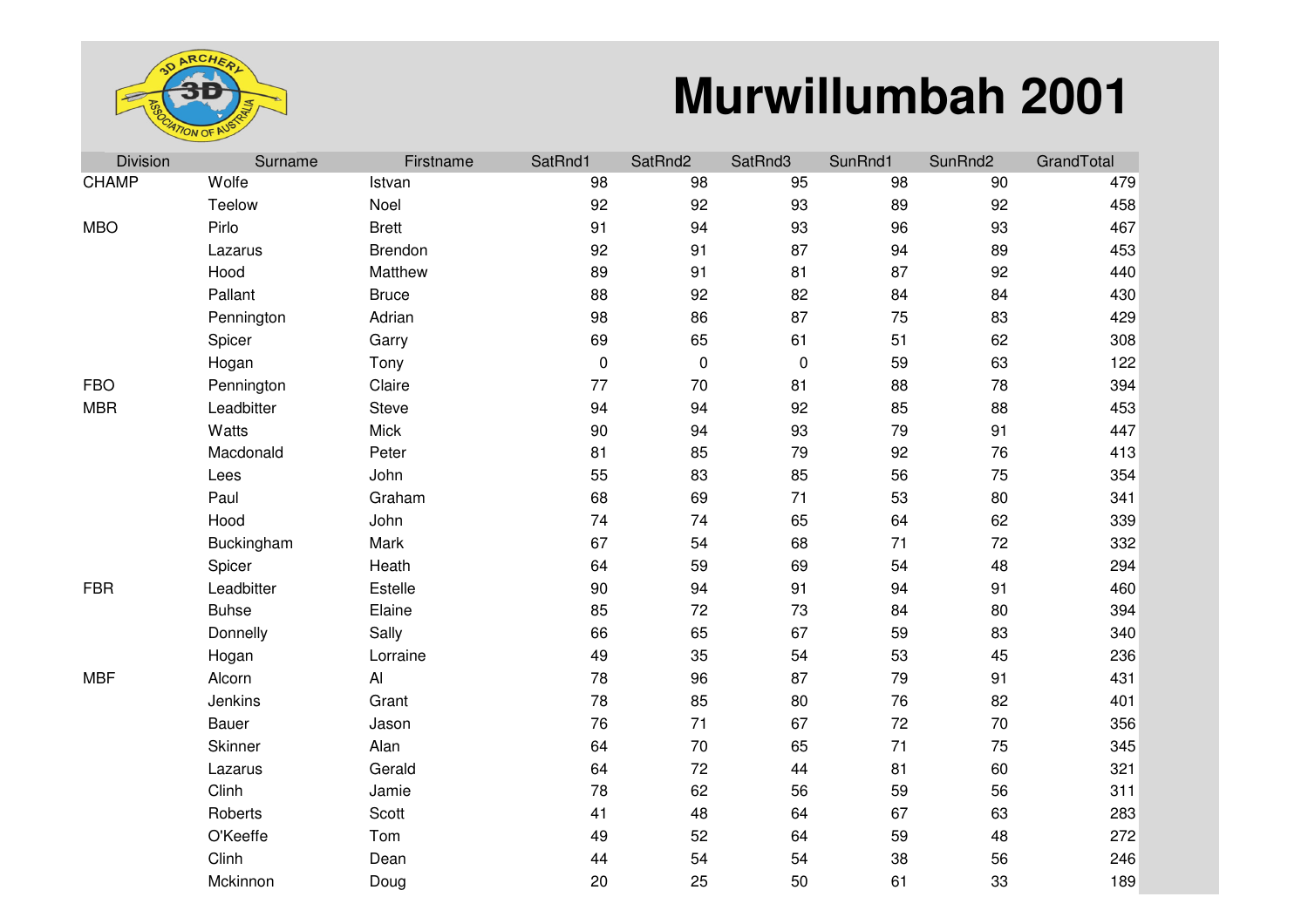# Murwillumbah 2001

| Division | Surname | Firstname | SatRnd1 | SatRnd2 | SatRnd3 | SunRnd1 | SunRnd2 | GrandTotal |
|---|---|---|---|---|---|---|---|---|
| CHAMP | Wolfe | Istvan | 98 | 98 | 95 | 98 | 90 | 479 |
| | Teelow | Noel | 92 | 92 | 93 | 89 | 92 | 458 |
| MBO | Pirlo | Brett | 91 | 94 | 93 | 96 | 93 | 467 |
| | Lazarus | Brendon | 92 | 91 | 87 | 94 | 89 | 453 |
| | Hood | Matthew | 89 | 91 | 81 | 87 | 92 | 440 |
| | Pallant | Bruce | 88 | 92 | 82 | 84 | 84 | 430 |
| | Pennington | Adrian | 98 | 86 | 87 | 75 | 83 | 429 |
| | Spicer | Garry | 69 | 65 | 61 | 51 | 62 | 308 |
| | Hogan | Tony | 0 | 0 | 0 | 59 | 63 | 122 |
| FBO | Pennington | Claire | 77 | 70 | 81 | 88 | 78 | 394 |
| MBR | Leadbitter | Steve | 94 | 94 | 92 | 85 | 88 | 453 |
| | Watts | Mick | 90 | 94 | 93 | 79 | 91 | 447 |
| | Macdonald | Peter | 81 | 85 | 79 | 92 | 76 | 413 |
| | Lees | John | 55 | 83 | 85 | 56 | 75 | 354 |
| | Paul | Graham | 68 | 69 | 71 | 53 | 80 | 341 |
| | Hood | John | 74 | 74 | 65 | 64 | 62 | 339 |
| | Buckingham | Mark | 67 | 54 | 68 | 71 | 72 | 332 |
| | Spicer | Heath | 64 | 59 | 69 | 54 | 48 | 294 |
| FBR | Leadbitter | Estelle | 90 | 94 | 91 | 94 | 91 | 460 |
| | Buhse | Elaine | 85 | 72 | 73 | 84 | 80 | 394 |
| | Donnelly | Sally | 66 | 65 | 67 | 59 | 83 | 340 |
| | Hogan | Lorraine | 49 | 35 | 54 | 53 | 45 | 236 |
| MBF | Alcorn | Al | 78 | 96 | 87 | 79 | 91 | 431 |
| | Jenkins | Grant | 78 | 85 | 80 | 76 | 82 | 401 |
| | Bauer | Jason | 76 | 71 | 67 | 72 | 70 | 356 |
| | Skinner | Alan | 64 | 70 | 65 | 71 | 75 | 345 |
| | Lazarus | Gerald | 64 | 72 | 44 | 81 | 60 | 321 |
| | Clinh | Jamie | 78 | 62 | 56 | 59 | 56 | 311 |
| | Roberts | Scott | 41 | 48 | 64 | 67 | 63 | 283 |
| | O'Keeffe | Tom | 49 | 52 | 64 | 59 | 48 | 272 |
| | Clinh | Dean | 44 | 54 | 54 | 38 | 56 | 246 |
| | Mckinnon | Doug | 20 | 25 | 50 | 61 | 33 | 189 |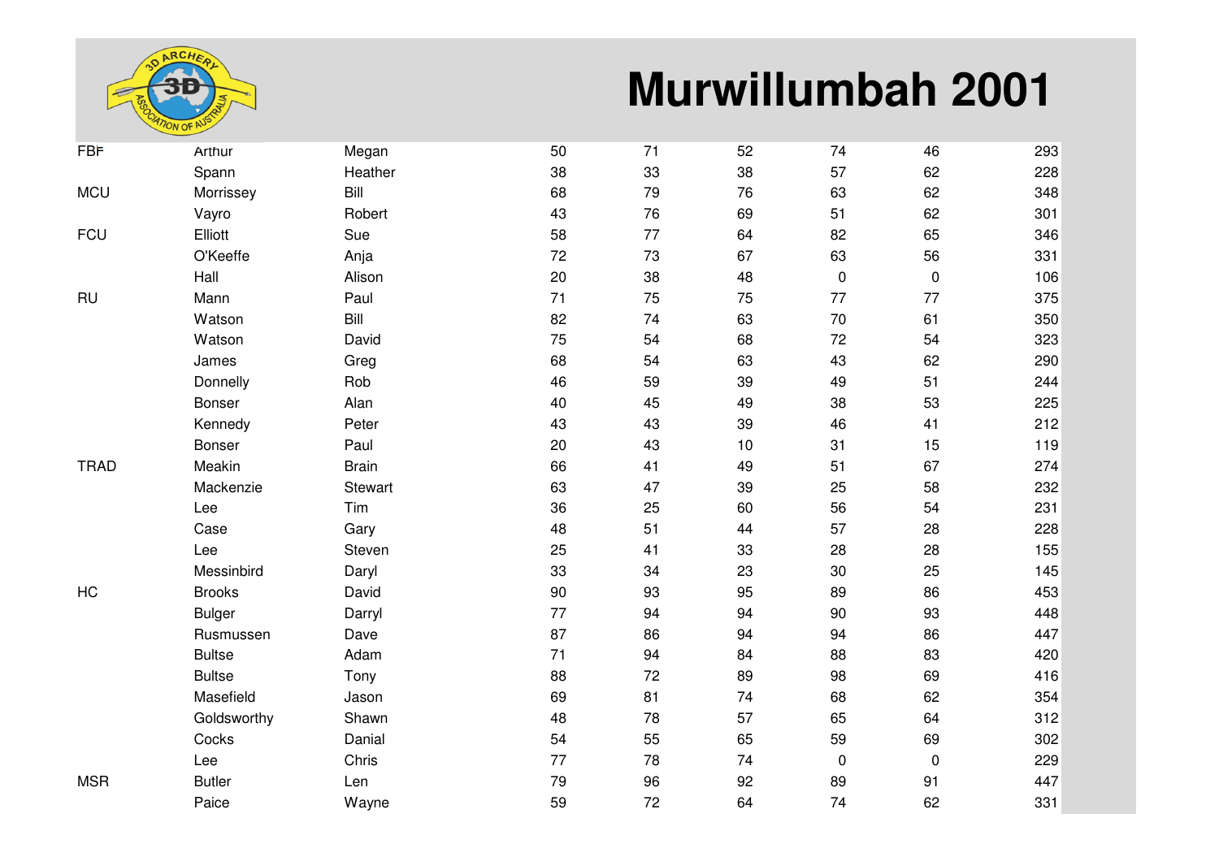# Murwillumbah 2001

| | | | | | | | | |
|---|---|---|---|---|---|---|---|---|
| FBF | Arthur | Megan | 50 | 71 | 52 | 74 | 46 | 293 |
| | Spann | Heather | 38 | 33 | 38 | 57 | 62 | 228 |
| MCU | Morrissey | Bill | 68 | 79 | 76 | 63 | 62 | 348 |
| | Vayro | Robert | 43 | 76 | 69 | 51 | 62 | 301 |
| FCU | Elliott | Sue | 58 | 77 | 64 | 82 | 65 | 346 |
| | O'Keeffe | Anja | 72 | 73 | 67 | 63 | 56 | 331 |
| | Hall | Alison | 20 | 38 | 48 | 0 | 0 | 106 |
| RU | Mann | Paul | 71 | 75 | 75 | 77 | 77 | 375 |
| | Watson | Bill | 82 | 74 | 63 | 70 | 61 | 350 |
| | Watson | David | 75 | 54 | 68 | 72 | 54 | 323 |
| | James | Greg | 68 | 54 | 63 | 43 | 62 | 290 |
| | Donnelly | Rob | 46 | 59 | 39 | 49 | 51 | 244 |
| | Bonser | Alan | 40 | 45 | 49 | 38 | 53 | 225 |
| | Kennedy | Peter | 43 | 43 | 39 | 46 | 41 | 212 |
| | Bonser | Paul | 20 | 43 | 10 | 31 | 15 | 119 |
| TRAD | Meakin | Brain | 66 | 41 | 49 | 51 | 67 | 274 |
| | Mackenzie | Stewart | 63 | 47 | 39 | 25 | 58 | 232 |
| | Lee | Tim | 36 | 25 | 60 | 56 | 54 | 231 |
| | Case | Gary | 48 | 51 | 44 | 57 | 28 | 228 |
| | Lee | Steven | 25 | 41 | 33 | 28 | 28 | 155 |
| | Messinbird | Daryl | 33 | 34 | 23 | 30 | 25 | 145 |
| HC | Brooks | David | 90 | 93 | 95 | 89 | 86 | 453 |
| | Bulger | Darryl | 77 | 94 | 94 | 90 | 93 | 448 |
| | Rusmussen | Dave | 87 | 86 | 94 | 94 | 86 | 447 |
| | Bultse | Adam | 71 | 94 | 84 | 88 | 83 | 420 |
| | Bultse | Tony | 88 | 72 | 89 | 98 | 69 | 416 |
| | Masefield | Jason | 69 | 81 | 74 | 68 | 62 | 354 |
| | Goldsworthy | Shawn | 48 | 78 | 57 | 65 | 64 | 312 |
| | Cocks | Danial | 54 | 55 | 65 | 59 | 69 | 302 |
| | Lee | Chris | 77 | 78 | 74 | 0 | 0 | 229 |
| MSR | Butler | Len | 79 | 96 | 92 | 89 | 91 | 447 |
| | Paice | Wayne | 59 | 72 | 64 | 74 | 62 | 331 |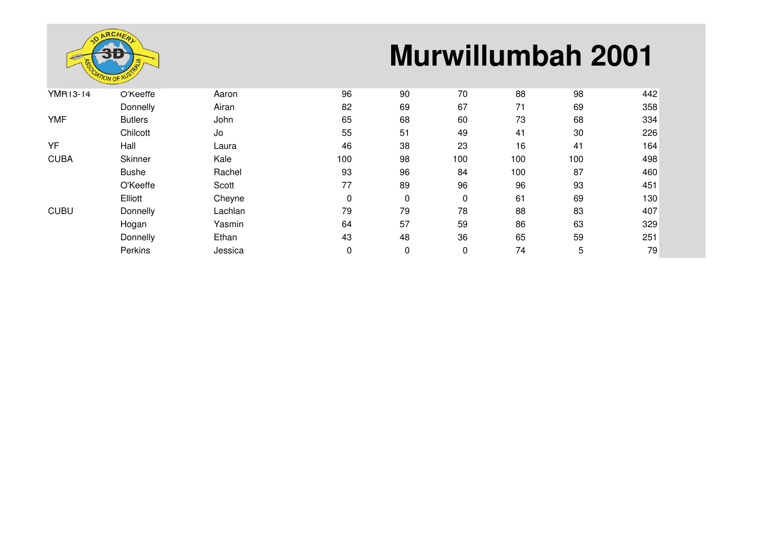# Murwillumbah 2001

| | | | | | | | | |
|---|---|---|---|---|---|---|---|---|
| YMR13-14 | O'Keeffe | Aaron | 96 | 90 | 70 | 88 | 98 | 442 |
| | Donnelly | Airan | 82 | 69 | 67 | 71 | 69 | 358 |
| YMF | Butlers | John | 65 | 68 | 60 | 73 | 68 | 334 |
| | Chilcott | Jo | 55 | 51 | 49 | 41 | 30 | 226 |
| YF | Hall | Laura | 46 | 38 | 23 | 16 | 41 | 164 |
| CUBA | Skinner | Kale | 100 | 98 | 100 | 100 | 100 | 498 |
| | Bushe | Rachel | 93 | 96 | 84 | 100 | 87 | 460 |
| | O'Keeffe | Scott | 77 | 89 | 96 | 96 | 93 | 451 |
| | Elliott | Cheyne | 0 | 0 | 0 | 61 | 69 | 130 |
| CUBU | Donnelly | Lachlan | 79 | 79 | 78 | 88 | 83 | 407 |
| | Hogan | Yasmin | 64 | 57 | 59 | 86 | 63 | 329 |
| | Donnelly | Ethan | 43 | 48 | 36 | 65 | 59 | 251 |
| | Perkins | Jessica | 0 | 0 | 0 | 74 | 5 | 79 |